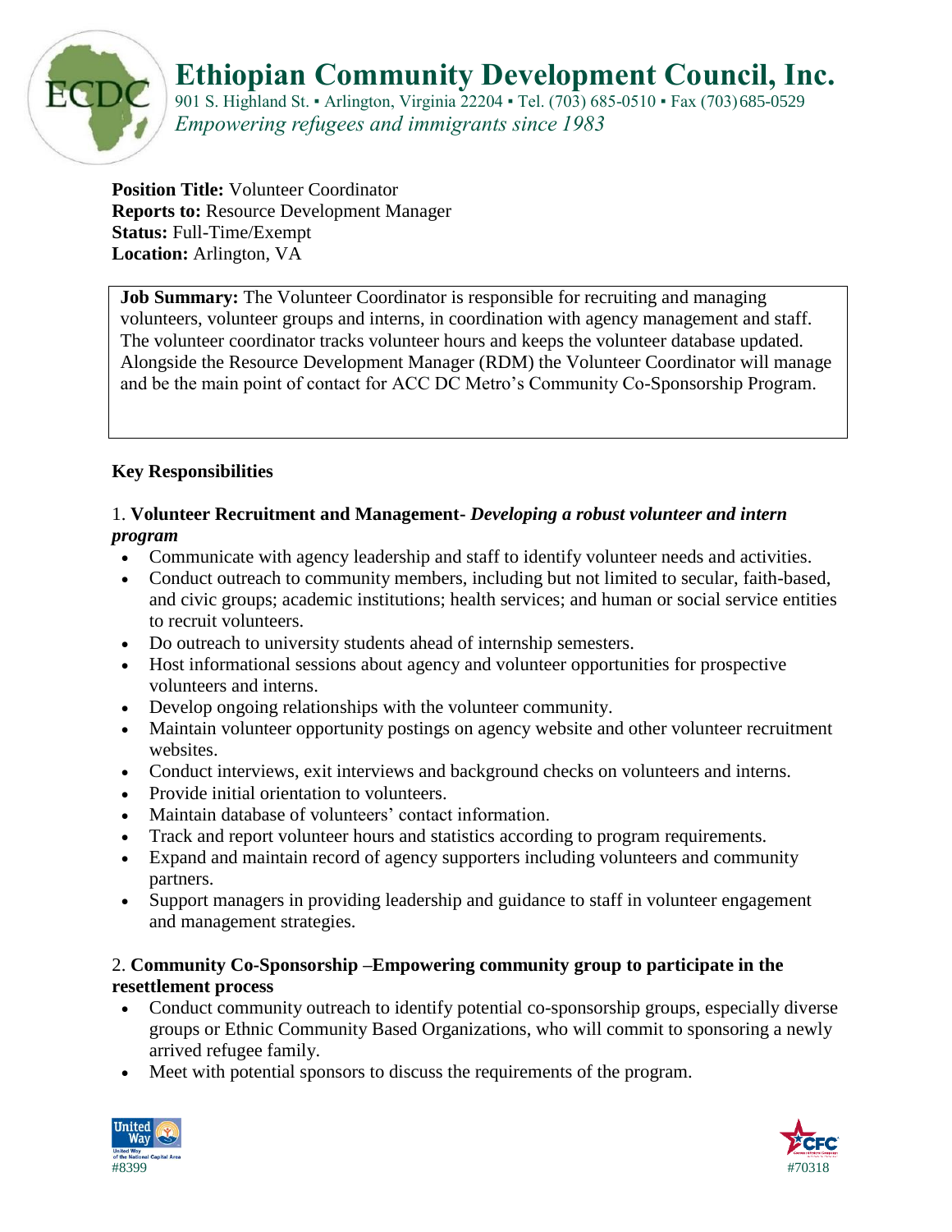# Ethiopian Community Development Council, Inc.

901 S. Highland St. ▪ Arlington, Virginia 22204 ▪ Tel. (703) 685-0510 ▪ Fax (703) 685-0529

*Empowering refugees and immigrants since 1983*

**Position Title:** Volunteer Coordinator
**Reports to:** Resource Development Manager
**Status:** Full-Time/Exempt
**Location:** Arlington, VA

**Job Summary:** The Volunteer Coordinator is responsible for recruiting and managing volunteers, volunteer groups and interns, in coordination with agency management and staff. The volunteer coordinator tracks volunteer hours and keeps the volunteer database updated. Alongside the Resource Development Manager (RDM) the Volunteer Coordinator will manage and be the main point of contact for ACC DC Metro's Community Co-Sponsorship Program.

## Key Responsibilities

### 1. **Volunteer Recruitment and Management**- ***Developing a robust volunteer and intern program***

- Communicate with agency leadership and staff to identify volunteer needs and activities.
- Conduct outreach to community members, including but not limited to secular, faith-based, and civic groups; academic institutions; health services; and human or social service entities to recruit volunteers.
- Do outreach to university students ahead of internship semesters.
- Host informational sessions about agency and volunteer opportunities for prospective volunteers and interns.
- Develop ongoing relationships with the volunteer community.
- Maintain volunteer opportunity postings on agency website and other volunteer recruitment websites.
- Conduct interviews, exit interviews and background checks on volunteers and interns.
- Provide initial orientation to volunteers.
- Maintain database of volunteers' contact information.
- Track and report volunteer hours and statistics according to program requirements.
- Expand and maintain record of agency supporters including volunteers and community partners.
- Support managers in providing leadership and guidance to staff in volunteer engagement and management strategies.

### 2. **Community Co-Sponsorship –Empowering community group to participate in the resettlement process**

- Conduct community outreach to identify potential co-sponsorship groups, especially diverse groups or Ethnic Community Based Organizations, who will commit to sponsoring a newly arrived refugee family.
- Meet with potential sponsors to discuss the requirements of the program.

United Way of the National Capital Area #8399

CFC #70318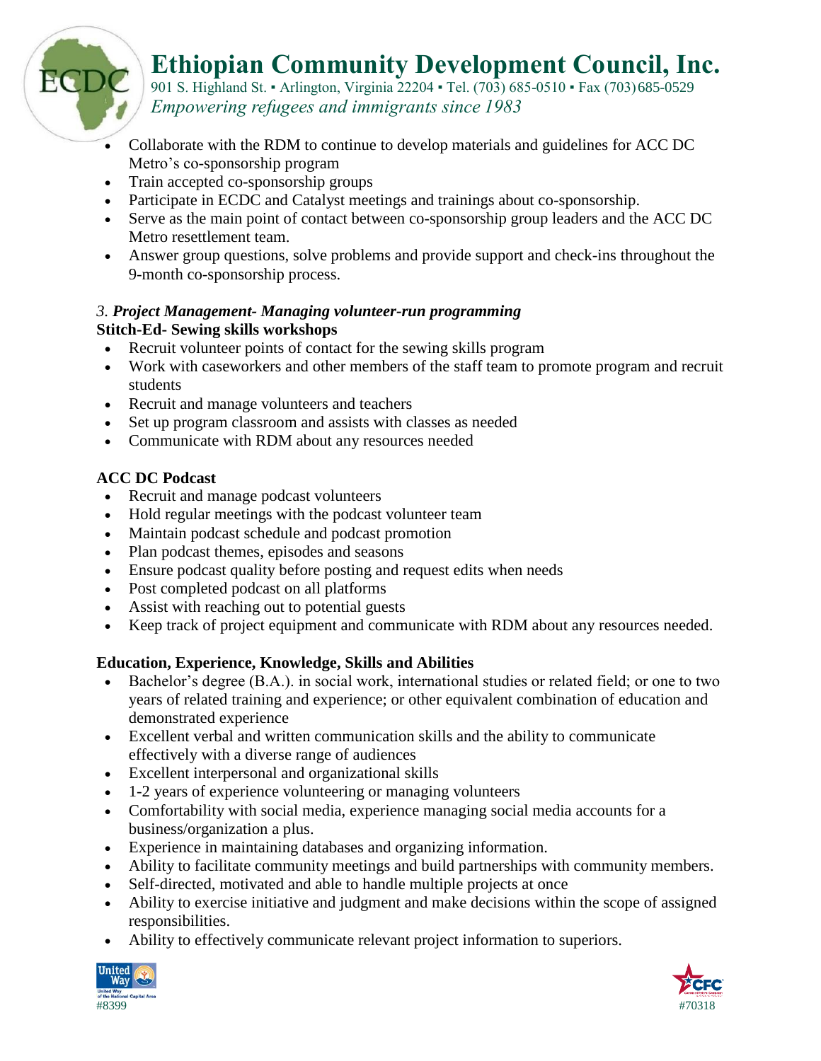- Collaborate with the RDM to continue to develop materials and guidelines for ACC DC Metro's co-sponsorship program
- Train accepted co-sponsorship groups
- Participate in ECDC and Catalyst meetings and trainings about co-sponsorship.
- Serve as the main point of contact between co-sponsorship group leaders and the ACC DC Metro resettlement team.
- Answer group questions, solve problems and provide support and check-ins throughout the 9-month co-sponsorship process.

*3. **Project Management- Managing volunteer-run programming***

**Stitch-Ed- Sewing skills workshops**

- Recruit volunteer points of contact for the sewing skills program
- Work with caseworkers and other members of the staff team to promote program and recruit students
- Recruit and manage volunteers and teachers
- Set up program classroom and assists with classes as needed
- Communicate with RDM about any resources needed

**ACC DC Podcast**

- Recruit and manage podcast volunteers
- Hold regular meetings with the podcast volunteer team
- Maintain podcast schedule and podcast promotion
- Plan podcast themes, episodes and seasons
- Ensure podcast quality before posting and request edits when needs
- Post completed podcast on all platforms
- Assist with reaching out to potential guests
- Keep track of project equipment and communicate with RDM about any resources needed.

**Education, Experience, Knowledge, Skills and Abilities**

- Bachelor's degree (B.A.). in social work, international studies or related field; or one to two years of related training and experience; or other equivalent combination of education and demonstrated experience
- Excellent verbal and written communication skills and the ability to communicate effectively with a diverse range of audiences
- Excellent interpersonal and organizational skills
- 1-2 years of experience volunteering or managing volunteers
- Comfortability with social media, experience managing social media accounts for a business/organization a plus.
- Experience in maintaining databases and organizing information.
- Ability to facilitate community meetings and build partnerships with community members.
- Self-directed, motivated and able to handle multiple projects at once
- Ability to exercise initiative and judgment and make decisions within the scope of assigned responsibilities.
- Ability to effectively communicate relevant project information to superiors.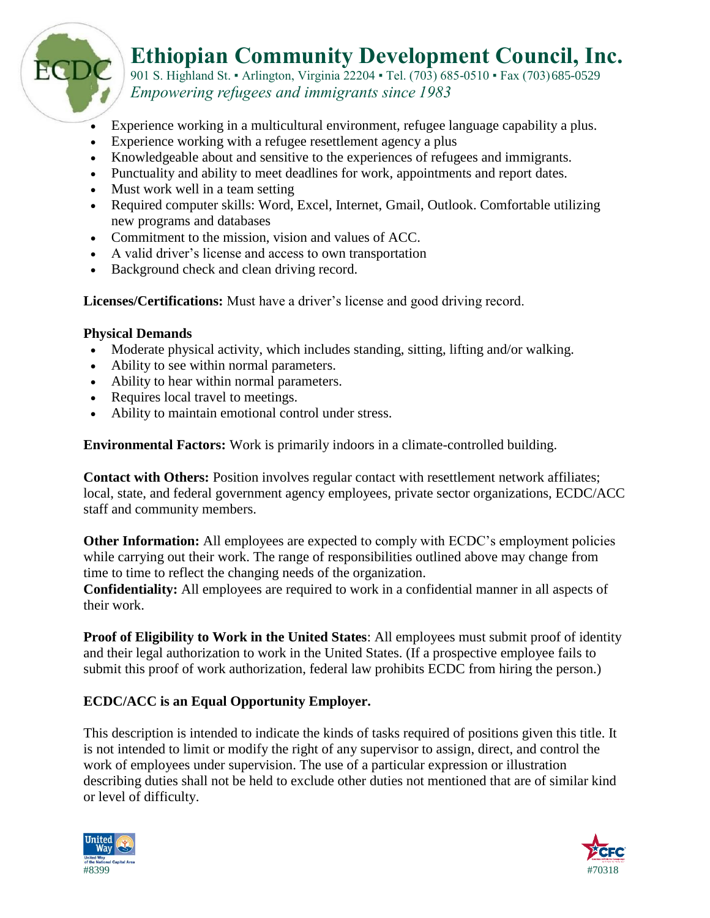- Experience working in a multicultural environment, refugee language capability a plus.
- Experience working with a refugee resettlement agency a plus
- Knowledgeable about and sensitive to the experiences of refugees and immigrants.
- Punctuality and ability to meet deadlines for work, appointments and report dates.
- Must work well in a team setting
- Required computer skills: Word, Excel, Internet, Gmail, Outlook. Comfortable utilizing new programs and databases
- Commitment to the mission, vision and values of ACC.
- A valid driver's license and access to own transportation
- Background check and clean driving record.

**Licenses/Certifications:** Must have a driver's license and good driving record.

**Physical Demands**

- Moderate physical activity, which includes standing, sitting, lifting and/or walking.
- Ability to see within normal parameters.
- Ability to hear within normal parameters.
- Requires local travel to meetings.
- Ability to maintain emotional control under stress.

**Environmental Factors:** Work is primarily indoors in a climate-controlled building.

**Contact with Others:** Position involves regular contact with resettlement network affiliates; local, state, and federal government agency employees, private sector organizations, ECDC/ACC staff and community members.

**Other Information:** All employees are expected to comply with ECDC's employment policies while carrying out their work. The range of responsibilities outlined above may change from time to time to reflect the changing needs of the organization.
**Confidentiality:** All employees are required to work in a confidential manner in all aspects of their work.

**Proof of Eligibility to Work in the United States**: All employees must submit proof of identity and their legal authorization to work in the United States. (If a prospective employee fails to submit this proof of work authorization, federal law prohibits ECDC from hiring the person.)

**ECDC/ACC is an Equal Opportunity Employer.**

This description is intended to indicate the kinds of tasks required of positions given this title. It is not intended to limit or modify the right of any supervisor to assign, direct, and control the work of employees under supervision. The use of a particular expression or illustration describing duties shall not be held to exclude other duties not mentioned that are of similar kind or level of difficulty.